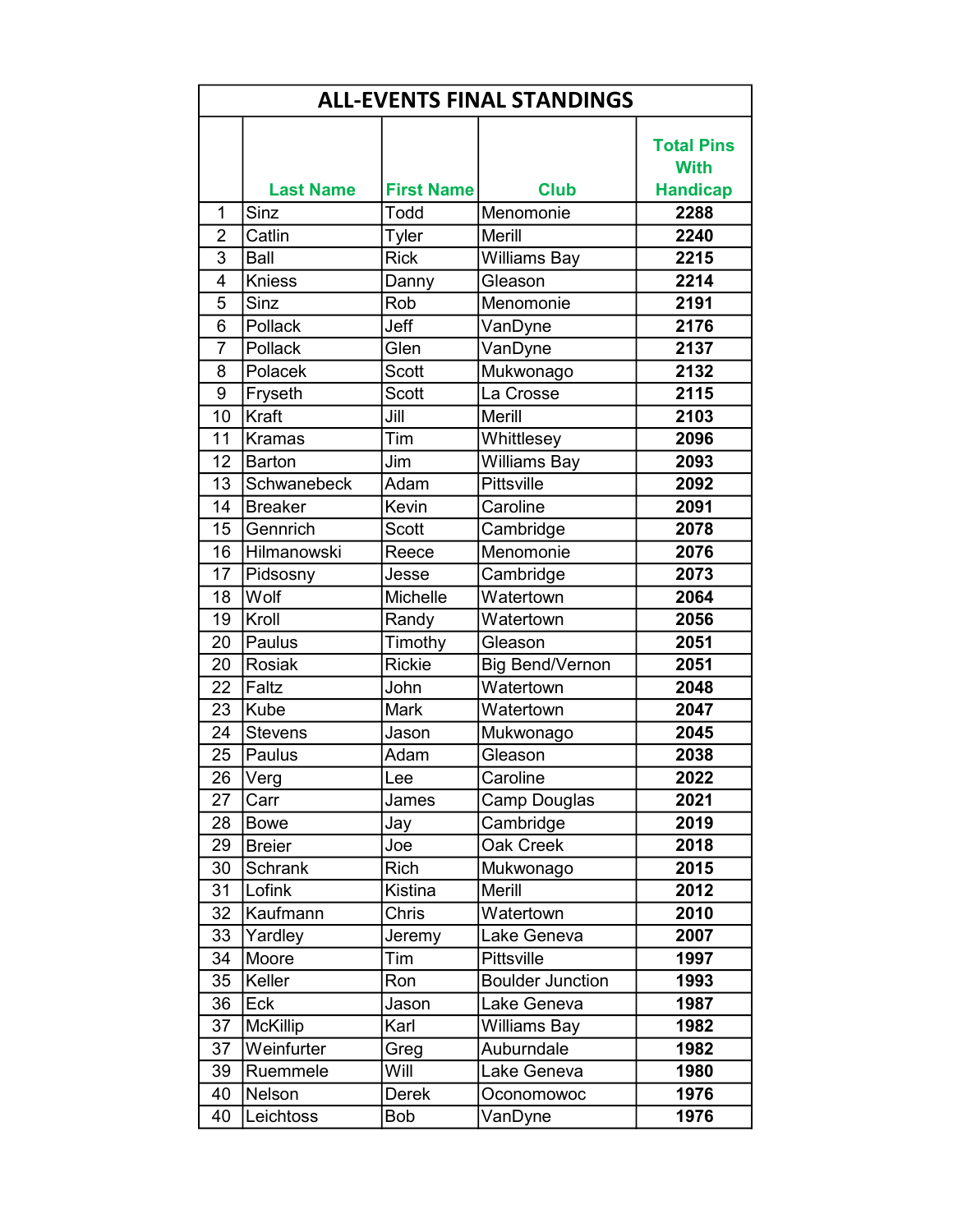# ALL-EVENTS FINAL STANDINGS

| | Last Name | First Name | Club | Total Pins With Handicap |
|---|---|---|---|---|
| 1 | Sinz | Todd | Menomonie | **2288** |
| 2 | Catlin | Tyler | Merill | **2240** |
| 3 | Ball | Rick | Williams Bay | **2215** |
| 4 | Kniess | Danny | Gleason | **2214** |
| 5 | Sinz | Rob | Menomonie | **2191** |
| 6 | Pollack | Jeff | VanDyne | **2176** |
| 7 | Pollack | Glen | VanDyne | **2137** |
| 8 | Polacek | Scott | Mukwonago | **2132** |
| 9 | Fryseth | Scott | La Crosse | **2115** |
| 10 | Kraft | Jill | Merill | **2103** |
| 11 | Kramas | Tim | Whittlesey | **2096** |
| 12 | Barton | Jim | Williams Bay | **2093** |
| 13 | Schwanebeck | Adam | Pittsville | **2092** |
| 14 | Breaker | Kevin | Caroline | **2091** |
| 15 | Gennrich | Scott | Cambridge | **2078** |
| 16 | Hilmanowski | Reece | Menomonie | **2076** |
| 17 | Pidsosny | Jesse | Cambridge | **2073** |
| 18 | Wolf | Michelle | Watertown | **2064** |
| 19 | Kroll | Randy | Watertown | **2056** |
| 20 | Paulus | Timothy | Gleason | **2051** |
| 20 | Rosiak | Rickie | Big Bend/Vernon | **2051** |
| 22 | Faltz | John | Watertown | **2048** |
| 23 | Kube | Mark | Watertown | **2047** |
| 24 | Stevens | Jason | Mukwonago | **2045** |
| 25 | Paulus | Adam | Gleason | **2038** |
| 26 | Verg | Lee | Caroline | **2022** |
| 27 | Carr | James | Camp Douglas | **2021** |
| 28 | Bowe | Jay | Cambridge | **2019** |
| 29 | Breier | Joe | Oak Creek | **2018** |
| 30 | Schrank | Rich | Mukwonago | **2015** |
| 31 | Lofink | Kistina | Merill | **2012** |
| 32 | Kaufmann | Chris | Watertown | **2010** |
| 33 | Yardley | Jeremy | Lake Geneva | **2007** |
| 34 | Moore | Tim | Pittsville | **1997** |
| 35 | Keller | Ron | Boulder Junction | **1993** |
| 36 | Eck | Jason | Lake Geneva | **1987** |
| 37 | McKillip | Karl | Williams Bay | **1982** |
| 37 | Weinfurter | Greg | Auburndale | **1982** |
| 39 | Ruemmele | Will | Lake Geneva | **1980** |
| 40 | Nelson | Derek | Oconomowoc | **1976** |
| 40 | Leichtoss | Bob | VanDyne | **1976** |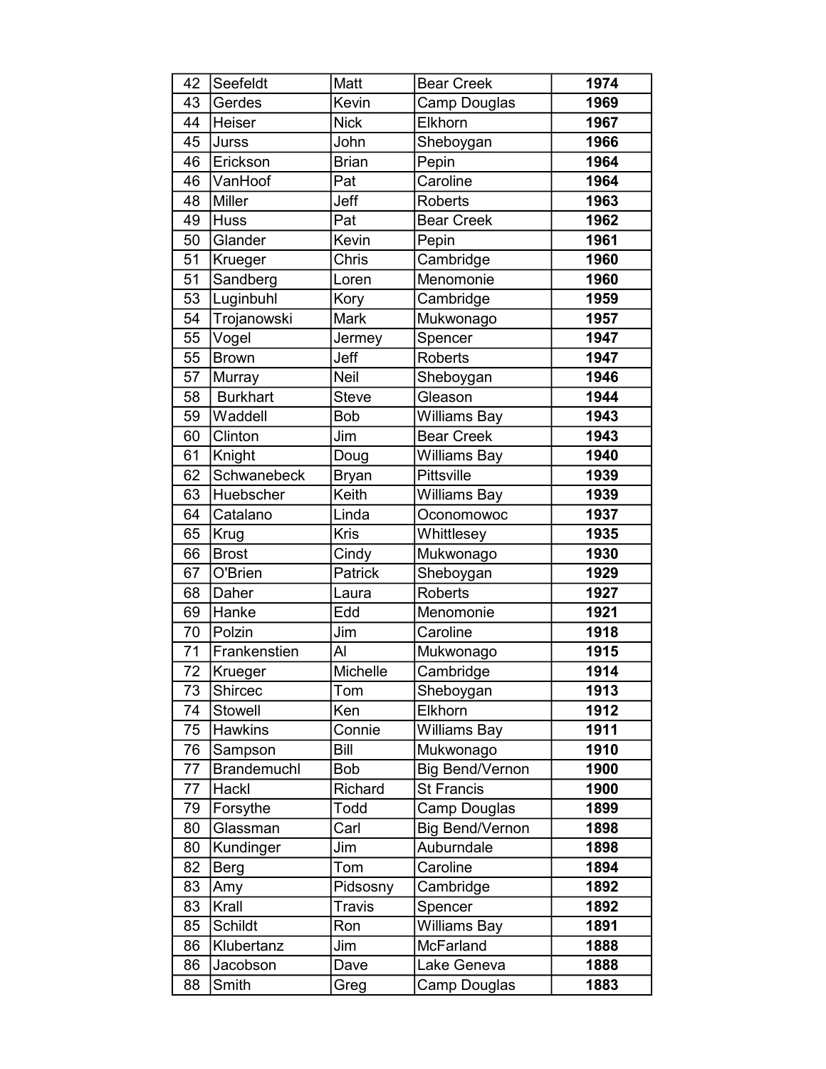| 42 | Seefeldt | Matt | Bear Creek | **1974** |
|---|---|---|---|---|
| 43 | Gerdes | Kevin | Camp Douglas | **1969** |
| 44 | Heiser | Nick | Elkhorn | **1967** |
| 45 | Jurss | John | Sheboygan | **1966** |
| 46 | Erickson | Brian | Pepin | **1964** |
| 46 | VanHoof | Pat | Caroline | **1964** |
| 48 | Miller | Jeff | Roberts | **1963** |
| 49 | Huss | Pat | Bear Creek | **1962** |
| 50 | Glander | Kevin | Pepin | **1961** |
| 51 | Krueger | Chris | Cambridge | **1960** |
| 51 | Sandberg | Loren | Menomonie | **1960** |
| 53 | Luginbuhl | Kory | Cambridge | **1959** |
| 54 | Trojanowski | Mark | Mukwonago | **1957** |
| 55 | Vogel | Jermey | Spencer | **1947** |
| 55 | Brown | Jeff | Roberts | **1947** |
| 57 | Murray | Neil | Sheboygan | **1946** |
| 58 | Burkhart | Steve | Gleason | **1944** |
| 59 | Waddell | Bob | Williams Bay | **1943** |
| 60 | Clinton | Jim | Bear Creek | **1943** |
| 61 | Knight | Doug | Williams Bay | **1940** |
| 62 | Schwanebeck | Bryan | Pittsville | **1939** |
| 63 | Huebscher | Keith | Williams Bay | **1939** |
| 64 | Catalano | Linda | Oconomowoc | **1937** |
| 65 | Krug | Kris | Whittlesey | **1935** |
| 66 | Brost | Cindy | Mukwonago | **1930** |
| 67 | O'Brien | Patrick | Sheboygan | **1929** |
| 68 | Daher | Laura | Roberts | **1927** |
| 69 | Hanke | Edd | Menomonie | **1921** |
| 70 | Polzin | Jim | Caroline | **1918** |
| 71 | Frankenstien | Al | Mukwonago | **1915** |
| 72 | Krueger | Michelle | Cambridge | **1914** |
| 73 | Shircec | Tom | Sheboygan | **1913** |
| 74 | Stowell | Ken | Elkhorn | **1912** |
| 75 | Hawkins | Connie | Williams Bay | **1911** |
| 76 | Sampson | Bill | Mukwonago | **1910** |
| 77 | Brandemuchl | Bob | Big Bend/Vernon | **1900** |
| 77 | Hackl | Richard | St Francis | **1900** |
| 79 | Forsythe | Todd | Camp Douglas | **1899** |
| 80 | Glassman | Carl | Big Bend/Vernon | **1898** |
| 80 | Kundinger | Jim | Auburndale | **1898** |
| 82 | Berg | Tom | Caroline | **1894** |
| 83 | Amy | Pidsosny | Cambridge | **1892** |
| 83 | Krall | Travis | Spencer | **1892** |
| 85 | Schildt | Ron | Williams Bay | **1891** |
| 86 | Klubertanz | Jim | McFarland | **1888** |
| 86 | Jacobson | Dave | Lake Geneva | **1888** |
| 88 | Smith | Greg | Camp Douglas | **1883** |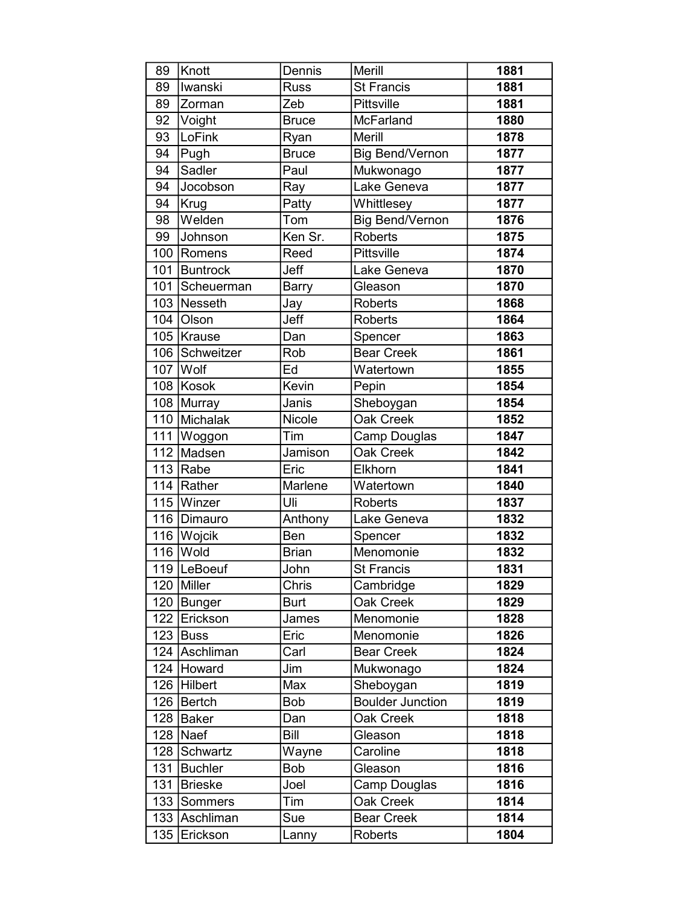| 89 | Knott | Dennis | Merill | **1881** |
|---|---|---|---|---|
| 89 | Iwanski | Russ | St Francis | **1881** |
| 89 | Zorman | Zeb | Pittsville | **1881** |
| 92 | Voight | Bruce | McFarland | **1880** |
| 93 | LoFink | Ryan | Merill | **1878** |
| 94 | Pugh | Bruce | Big Bend/Vernon | **1877** |
| 94 | Sadler | Paul | Mukwonago | **1877** |
| 94 | Jocobson | Ray | Lake Geneva | **1877** |
| 94 | Krug | Patty | Whittlesey | **1877** |
| 98 | Welden | Tom | Big Bend/Vernon | **1876** |
| 99 | Johnson | Ken Sr. | Roberts | **1875** |
| 100 | Romens | Reed | Pittsville | **1874** |
| 101 | Buntrock | Jeff | Lake Geneva | **1870** |
| 101 | Scheuerman | Barry | Gleason | **1870** |
| 103 | Nesseth | Jay | Roberts | **1868** |
| 104 | Olson | Jeff | Roberts | **1864** |
| 105 | Krause | Dan | Spencer | **1863** |
| 106 | Schweitzer | Rob | Bear Creek | **1861** |
| 107 | Wolf | Ed | Watertown | **1855** |
| 108 | Kosok | Kevin | Pepin | **1854** |
| 108 | Murray | Janis | Sheboygan | **1854** |
| 110 | Michalak | Nicole | Oak Creek | **1852** |
| 111 | Woggon | Tim | Camp Douglas | **1847** |
| 112 | Madsen | Jamison | Oak Creek | **1842** |
| 113 | Rabe | Eric | Elkhorn | **1841** |
| 114 | Rather | Marlene | Watertown | **1840** |
| 115 | Winzer | Uli | Roberts | **1837** |
| 116 | Dimauro | Anthony | Lake Geneva | **1832** |
| 116 | Wojcik | Ben | Spencer | **1832** |
| 116 | Wold | Brian | Menomonie | **1832** |
| 119 | LeBoeuf | John | St Francis | **1831** |
| 120 | Miller | Chris | Cambridge | **1829** |
| 120 | Bunger | Burt | Oak Creek | **1829** |
| 122 | Erickson | James | Menomonie | **1828** |
| 123 | Buss | Eric | Menomonie | **1826** |
| 124 | Aschliman | Carl | Bear Creek | **1824** |
| 124 | Howard | Jim | Mukwonago | **1824** |
| 126 | Hilbert | Max | Sheboygan | **1819** |
| 126 | Bertch | Bob | Boulder Junction | **1819** |
| 128 | Baker | Dan | Oak Creek | **1818** |
| 128 | Naef | Bill | Gleason | **1818** |
| 128 | Schwartz | Wayne | Caroline | **1818** |
| 131 | Buchler | Bob | Gleason | **1816** |
| 131 | Brieske | Joel | Camp Douglas | **1816** |
| 133 | Sommers | Tim | Oak Creek | **1814** |
| 133 | Aschliman | Sue | Bear Creek | **1814** |
| 135 | Erickson | Lanny | Roberts | **1804** |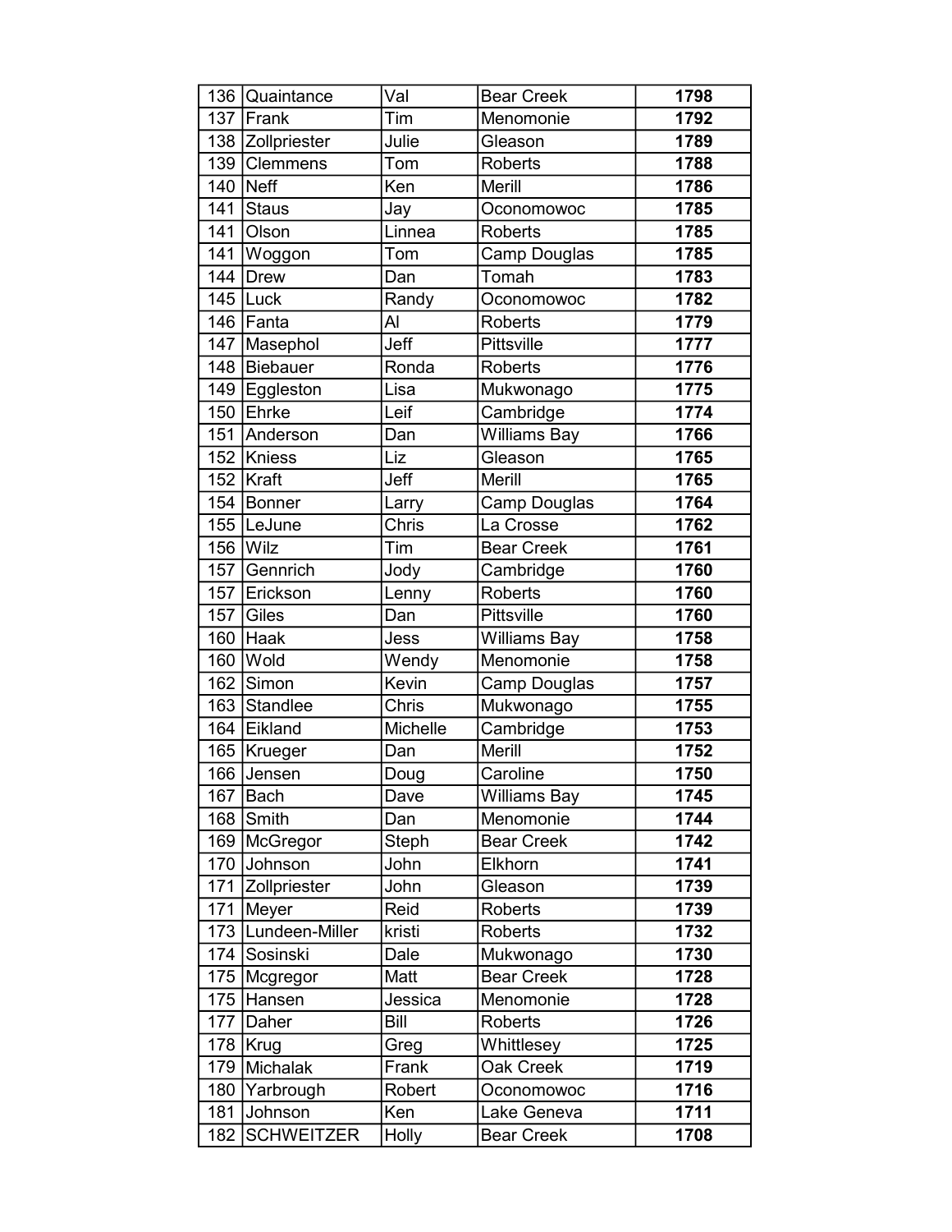| | | | | |
|---|---|---|---|---|
| 136 | Quaintance | Val | Bear Creek | **1798** |
| 137 | Frank | Tim | Menomonie | **1792** |
| 138 | Zollpriester | Julie | Gleason | **1789** |
| 139 | Clemmens | Tom | Roberts | **1788** |
| 140 | Neff | Ken | Merill | **1786** |
| 141 | Staus | Jay | Oconomowoc | **1785** |
| 141 | Olson | Linnea | Roberts | **1785** |
| 141 | Woggon | Tom | Camp Douglas | **1785** |
| 144 | Drew | Dan | Tomah | **1783** |
| 145 | Luck | Randy | Oconomowoc | **1782** |
| 146 | Fanta | Al | Roberts | **1779** |
| 147 | Masephol | Jeff | Pittsville | **1777** |
| 148 | Biebauer | Ronda | Roberts | **1776** |
| 149 | Eggleston | Lisa | Mukwonago | **1775** |
| 150 | Ehrke | Leif | Cambridge | **1774** |
| 151 | Anderson | Dan | Williams Bay | **1766** |
| 152 | Kniess | Liz | Gleason | **1765** |
| 152 | Kraft | Jeff | Merill | **1765** |
| 154 | Bonner | Larry | Camp Douglas | **1764** |
| 155 | LeJune | Chris | La Crosse | **1762** |
| 156 | Wilz | Tim | Bear Creek | **1761** |
| 157 | Gennrich | Jody | Cambridge | **1760** |
| 157 | Erickson | Lenny | Roberts | **1760** |
| 157 | Giles | Dan | Pittsville | **1760** |
| 160 | Haak | Jess | Williams Bay | **1758** |
| 160 | Wold | Wendy | Menomonie | **1758** |
| 162 | Simon | Kevin | Camp Douglas | **1757** |
| 163 | Standlee | Chris | Mukwonago | **1755** |
| 164 | Eikland | Michelle | Cambridge | **1753** |
| 165 | Krueger | Dan | Merill | **1752** |
| 166 | Jensen | Doug | Caroline | **1750** |
| 167 | Bach | Dave | Williams Bay | **1745** |
| 168 | Smith | Dan | Menomonie | **1744** |
| 169 | McGregor | Steph | Bear Creek | **1742** |
| 170 | Johnson | John | Elkhorn | **1741** |
| 171 | Zollpriester | John | Gleason | **1739** |
| 171 | Meyer | Reid | Roberts | **1739** |
| 173 | Lundeen-Miller | kristi | Roberts | **1732** |
| 174 | Sosinski | Dale | Mukwonago | **1730** |
| 175 | Mcgregor | Matt | Bear Creek | **1728** |
| 175 | Hansen | Jessica | Menomonie | **1728** |
| 177 | Daher | Bill | Roberts | **1726** |
| 178 | Krug | Greg | Whittlesey | **1725** |
| 179 | Michalak | Frank | Oak Creek | **1719** |
| 180 | Yarbrough | Robert | Oconomowoc | **1716** |
| 181 | Johnson | Ken | Lake Geneva | **1711** |
| 182 | SCHWEITZER | Holly | Bear Creek | **1708** |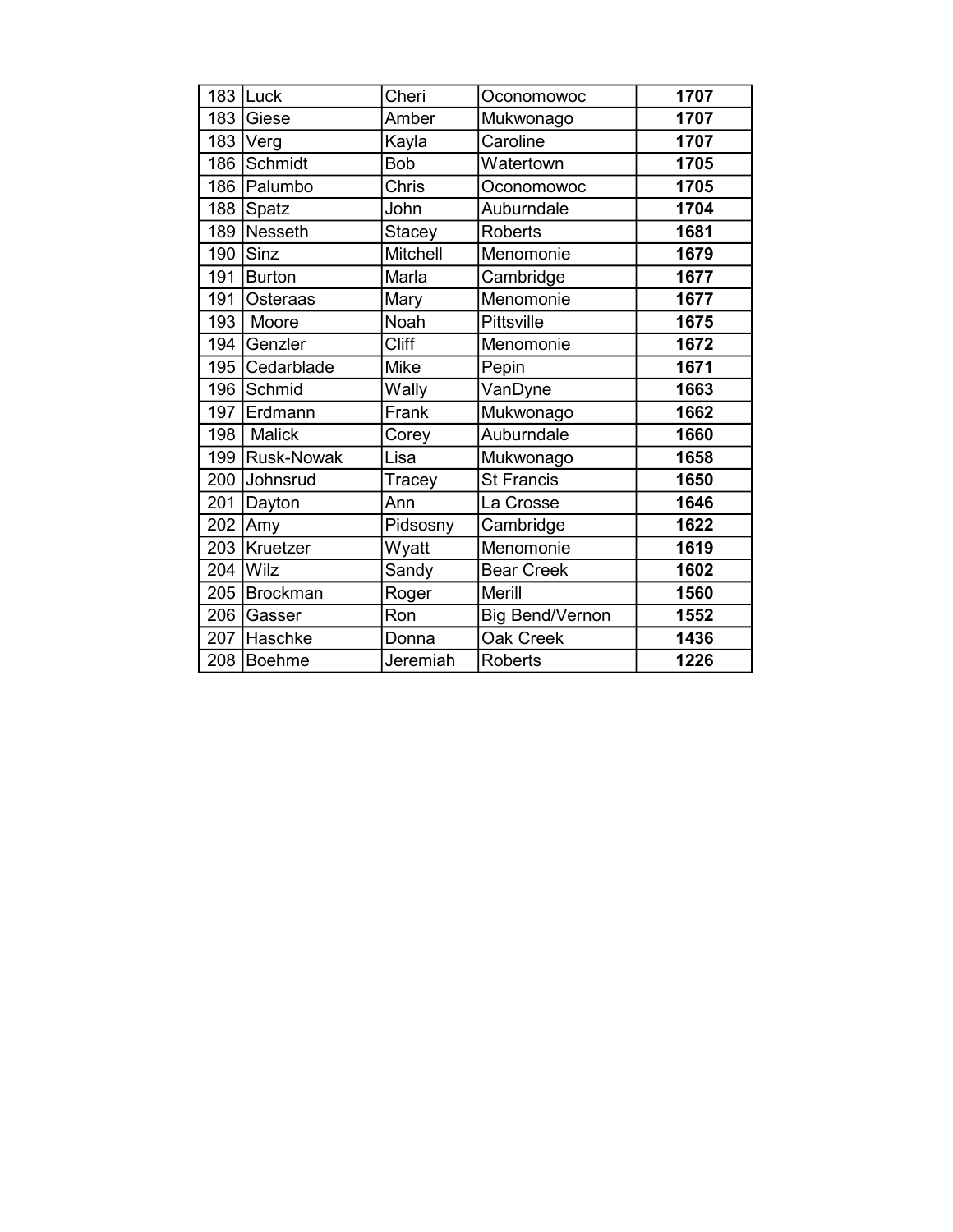| | | | | |
|---|---|---|---|---|
| 183 | Luck | Cheri | Oconomowoc | **1707** |
| 183 | Giese | Amber | Mukwonago | **1707** |
| 183 | Verg | Kayla | Caroline | **1707** |
| 186 | Schmidt | Bob | Watertown | **1705** |
| 186 | Palumbo | Chris | Oconomowoc | **1705** |
| 188 | Spatz | John | Auburndale | **1704** |
| 189 | Nesseth | Stacey | Roberts | **1681** |
| 190 | Sinz | Mitchell | Menomonie | **1679** |
| 191 | Burton | Marla | Cambridge | **1677** |
| 191 | Osteraas | Mary | Menomonie | **1677** |
| 193 | Moore | Noah | Pittsville | **1675** |
| 194 | Genzler | Cliff | Menomonie | **1672** |
| 195 | Cedarblade | Mike | Pepin | **1671** |
| 196 | Schmid | Wally | VanDyne | **1663** |
| 197 | Erdmann | Frank | Mukwonago | **1662** |
| 198 | Malick | Corey | Auburndale | **1660** |
| 199 | Rusk-Nowak | Lisa | Mukwonago | **1658** |
| 200 | Johnsrud | Tracey | St Francis | **1650** |
| 201 | Dayton | Ann | La Crosse | **1646** |
| 202 | Amy | Pidsosny | Cambridge | **1622** |
| 203 | Kruetzer | Wyatt | Menomonie | **1619** |
| 204 | Wilz | Sandy | Bear Creek | **1602** |
| 205 | Brockman | Roger | Merill | **1560** |
| 206 | Gasser | Ron | Big Bend/Vernon | **1552** |
| 207 | Haschke | Donna | Oak Creek | **1436** |
| 208 | Boehme | Jeremiah | Roberts | **1226** |